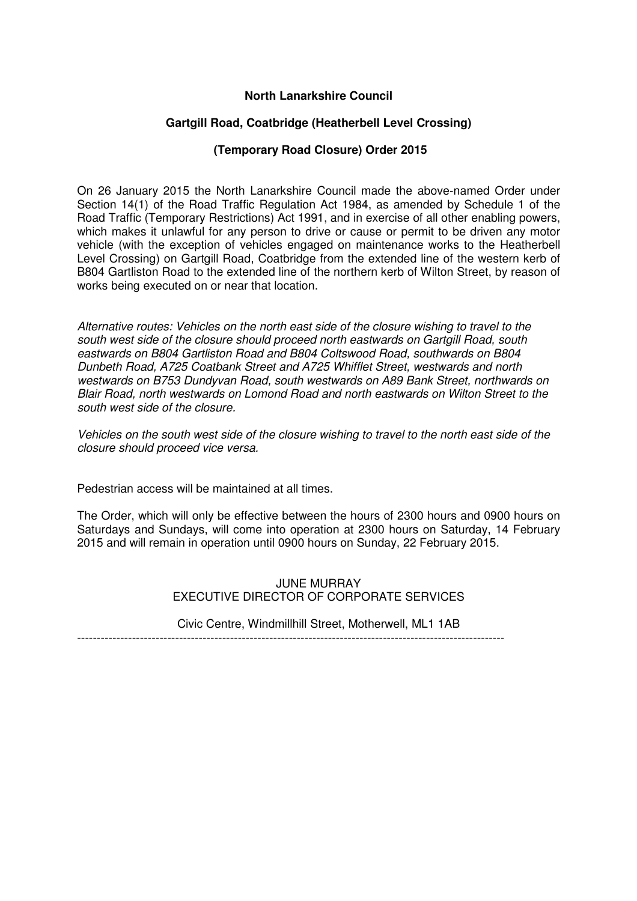**North Lanarkshire Council**

**Gartgill Road, Coatbridge (Heatherbell Level Crossing)**

**(Temporary Road Closure) Order 2015**

On 26 January 2015 the North Lanarkshire Council made the above-named Order under Section 14(1) of the Road Traffic Regulation Act 1984, as amended by Schedule 1 of the Road Traffic (Temporary Restrictions) Act 1991, and in exercise of all other enabling powers, which makes it unlawful for any person to drive or cause or permit to be driven any motor vehicle (with the exception of vehicles engaged on maintenance works to the Heatherbell Level Crossing) on Gartgill Road, Coatbridge from the extended line of the western kerb of B804 Gartliston Road to the extended line of the northern kerb of Wilton Street, by reason of works being executed on or near that location.

*Alternative routes: Vehicles on the north east side of the closure wishing to travel to the south west side of the closure should proceed north eastwards on Gartgill Road, south eastwards on B804 Gartliston Road and B804 Coltswood Road, southwards on B804 Dunbeth Road, A725 Coatbank Street and A725 Whifflet Street, westwards and north westwards on B753 Dundyvan Road, south westwards on A89 Bank Street, northwards on Blair Road, north westwards on Lomond Road and north eastwards on Wilton Street to the south west side of the closure.*

*Vehicles on the south west side of the closure wishing to travel to the north east side of the closure should proceed vice versa.*

Pedestrian access will be maintained at all times.

The Order, which will only be effective between the hours of 2300 hours and 0900 hours on Saturdays and Sundays, will come into operation at 2300 hours on Saturday, 14 February 2015 and will remain in operation until 0900 hours on Sunday, 22 February 2015.

JUNE MURRAY
EXECUTIVE DIRECTOR OF CORPORATE SERVICES

Civic Centre, Windmillhill Street, Motherwell, ML1 1AB

---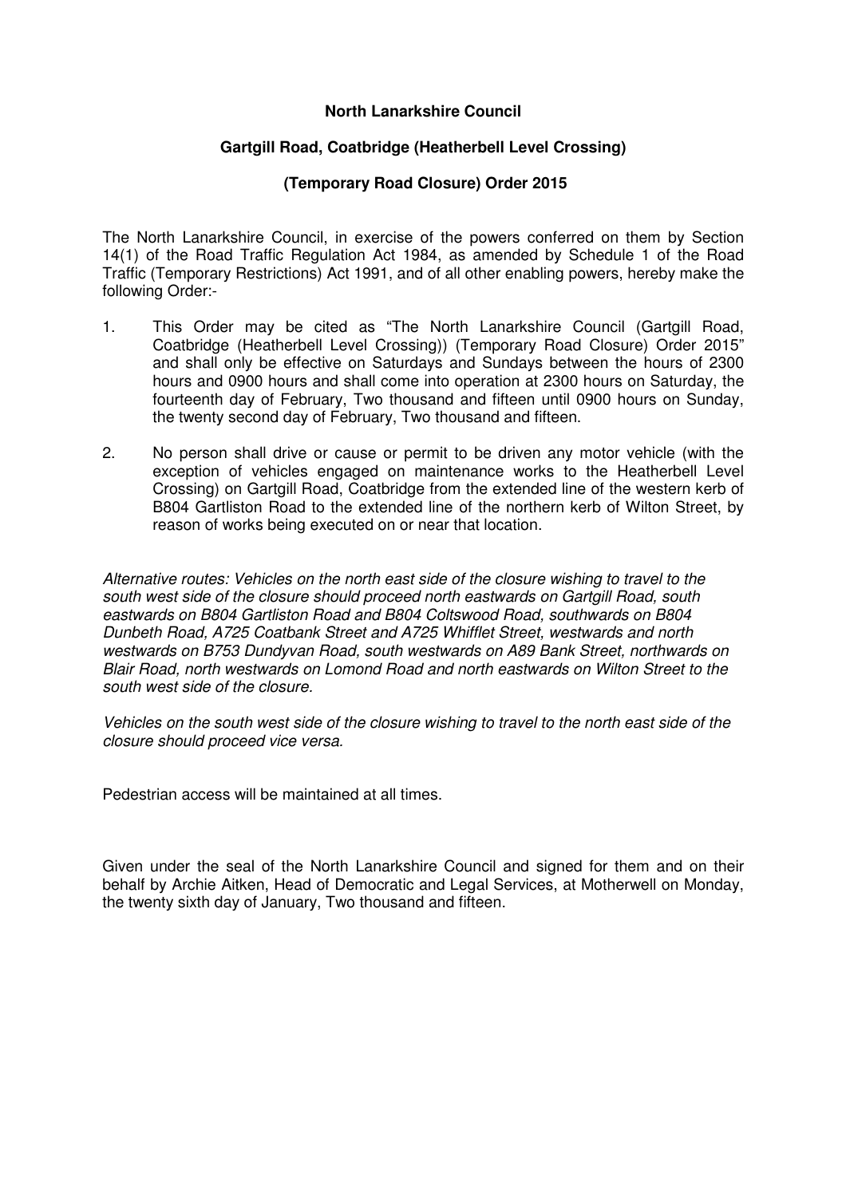**North Lanarkshire Council**

**Gartgill Road, Coatbridge (Heatherbell Level Crossing)**

**(Temporary Road Closure) Order 2015**

The North Lanarkshire Council, in exercise of the powers conferred on them by Section 14(1) of the Road Traffic Regulation Act 1984, as amended by Schedule 1 of the Road Traffic (Temporary Restrictions) Act 1991, and of all other enabling powers, hereby make the following Order:-

1. This Order may be cited as "The North Lanarkshire Council (Gartgill Road, Coatbridge (Heatherbell Level Crossing)) (Temporary Road Closure) Order 2015" and shall only be effective on Saturdays and Sundays between the hours of 2300 hours and 0900 hours and shall come into operation at 2300 hours on Saturday, the fourteenth day of February, Two thousand and fifteen until 0900 hours on Sunday, the twenty second day of February, Two thousand and fifteen.

2. No person shall drive or cause or permit to be driven any motor vehicle (with the exception of vehicles engaged on maintenance works to the Heatherbell Level Crossing) on Gartgill Road, Coatbridge from the extended line of the western kerb of B804 Gartliston Road to the extended line of the northern kerb of Wilton Street, by reason of works being executed on or near that location.

*Alternative routes: Vehicles on the north east side of the closure wishing to travel to the south west side of the closure should proceed north eastwards on Gartgill Road, south eastwards on B804 Gartliston Road and B804 Coltswood Road, southwards on B804 Dunbeth Road, A725 Coatbank Street and A725 Whifflet Street, westwards and north westwards on B753 Dundyvan Road, south westwards on A89 Bank Street, northwards on Blair Road, north westwards on Lomond Road and north eastwards on Wilton Street to the south west side of the closure.*

*Vehicles on the south west side of the closure wishing to travel to the north east side of the closure should proceed vice versa.*

Pedestrian access will be maintained at all times.

Given under the seal of the North Lanarkshire Council and signed for them and on their behalf by Archie Aitken, Head of Democratic and Legal Services, at Motherwell on Monday, the twenty sixth day of January, Two thousand and fifteen.